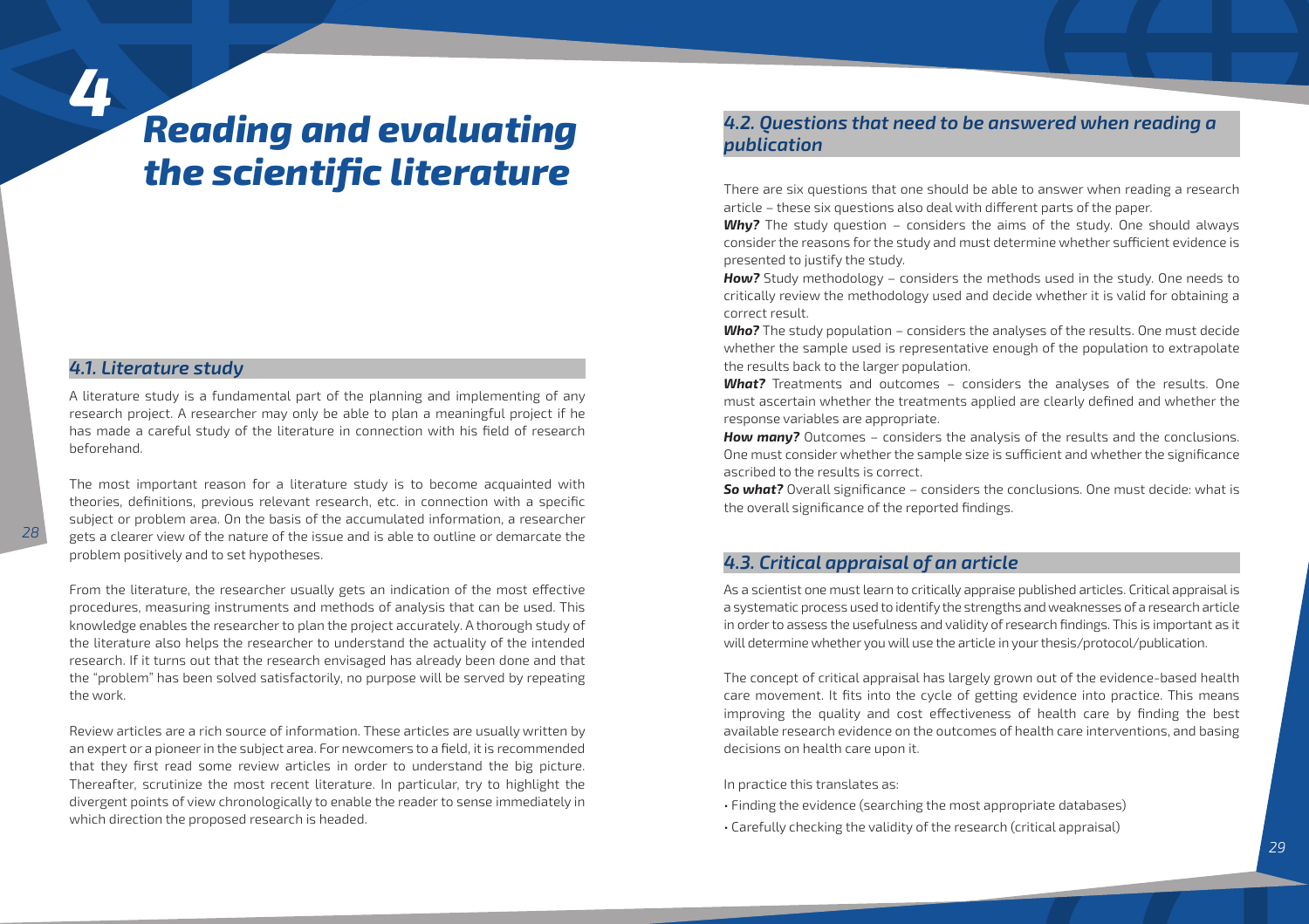# 4 Reading and evaluating the scientific literature

## 4.1. Literature study

A literature study is a fundamental part of the planning and implementing of any research project. A researcher may only be able to plan a meaningful project if he has made a careful study of the literature in connection with his field of research beforehand.

The most important reason for a literature study is to become acquainted with theories, definitions, previous relevant research, etc. in connection with a specific subject or problem area. On the basis of the accumulated information, a researcher gets a clearer view of the nature of the issue and is able to outline or demarcate the problem positively and to set hypotheses.

From the literature, the researcher usually gets an indication of the most effective procedures, measuring instruments and methods of analysis that can be used. This knowledge enables the researcher to plan the project accurately. A thorough study of the literature also helps the researcher to understand the actuality of the intended research. If it turns out that the research envisaged has already been done and that the "problem" has been solved satisfactorily, no purpose will be served by repeating the work.

Review articles are a rich source of information. These articles are usually written by an expert or a pioneer in the subject area. For newcomers to a field, it is recommended that they first read some review articles in order to understand the big picture. Thereafter, scrutinize the most recent literature. In particular, try to highlight the divergent points of view chronologically to enable the reader to sense immediately in which direction the proposed research is headed.

## 4.2. Questions that need to be answered when reading a publication

There are six questions that one should be able to answer when reading a research article – these six questions also deal with different parts of the paper.

***Why?*** The study question – considers the aims of the study. One should always consider the reasons for the study and must determine whether sufficient evidence is presented to justify the study.

***How?*** Study methodology – considers the methods used in the study. One needs to critically review the methodology used and decide whether it is valid for obtaining a correct result.

***Who?*** The study population – considers the analyses of the results. One must decide whether the sample used is representative enough of the population to extrapolate the results back to the larger population.

***What?*** Treatments and outcomes – considers the analyses of the results. One must ascertain whether the treatments applied are clearly defined and whether the response variables are appropriate.

***How many?*** Outcomes – considers the analysis of the results and the conclusions. One must consider whether the sample size is sufficient and whether the significance ascribed to the results is correct.

***So what?*** Overall significance – considers the conclusions. One must decide: what is the overall significance of the reported findings.

## 4.3. Critical appraisal of an article

As a scientist one must learn to critically appraise published articles. Critical appraisal is a systematic process used to identify the strengths and weaknesses of a research article in order to assess the usefulness and validity of research findings. This is important as it will determine whether you will use the article in your thesis/protocol/publication.

The concept of critical appraisal has largely grown out of the evidence-based health care movement. It fits into the cycle of getting evidence into practice. This means improving the quality and cost effectiveness of health care by finding the best available research evidence on the outcomes of health care interventions, and basing decisions on health care upon it.

In practice this translates as:

- Finding the evidence (searching the most appropriate databases)
- Carefully checking the validity of the research (critical appraisal)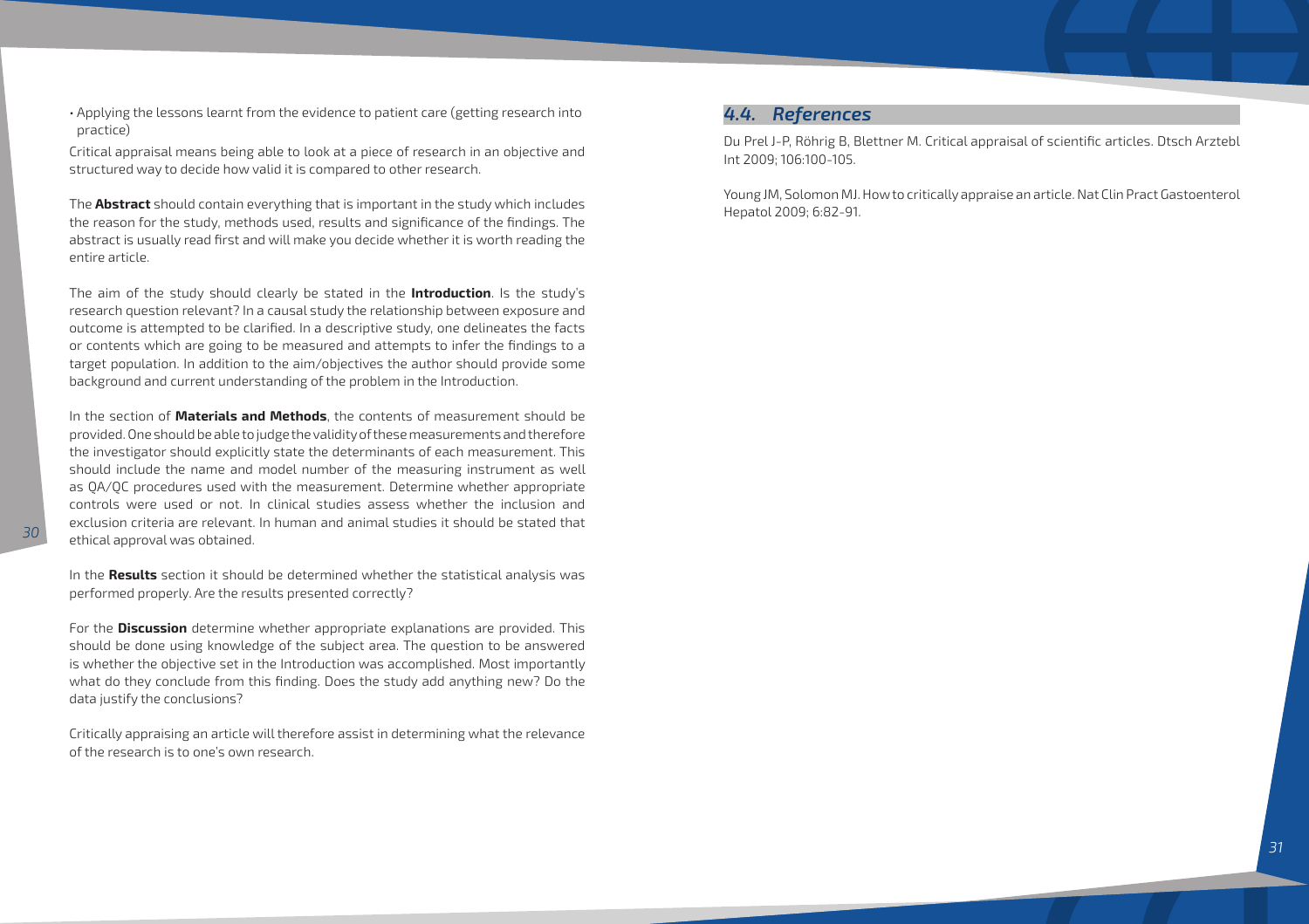- Applying the lessons learnt from the evidence to patient care (getting research into practice)

Critical appraisal means being able to look at a piece of research in an objective and structured way to decide how valid it is compared to other research.

The **Abstract** should contain everything that is important in the study which includes the reason for the study, methods used, results and significance of the findings. The abstract is usually read first and will make you decide whether it is worth reading the entire article.

The aim of the study should clearly be stated in the **Introduction**. Is the study's research question relevant? In a causal study the relationship between exposure and outcome is attempted to be clarified. In a descriptive study, one delineates the facts or contents which are going to be measured and attempts to infer the findings to a target population. In addition to the aim/objectives the author should provide some background and current understanding of the problem in the Introduction.

In the section of **Materials and Methods**, the contents of measurement should be provided. One should be able to judge the validity of these measurements and therefore the investigator should explicitly state the determinants of each measurement. This should include the name and model number of the measuring instrument as well as QA/QC procedures used with the measurement. Determine whether appropriate controls were used or not. In clinical studies assess whether the inclusion and exclusion criteria are relevant. In human and animal studies it should be stated that ethical approval was obtained.

In the **Results** section it should be determined whether the statistical analysis was performed properly. Are the results presented correctly?

For the **Discussion** determine whether appropriate explanations are provided. This should be done using knowledge of the subject area. The question to be answered is whether the objective set in the Introduction was accomplished. Most importantly what do they conclude from this finding. Does the study add anything new? Do the data justify the conclusions?

Critically appraising an article will therefore assist in determining what the relevance of the research is to one's own research.

## *4.4. References*

Du Prel J-P, Röhrig B, Blettner M. Critical appraisal of scientific articles. Dtsch Arztebl Int 2009; 106:100-105.

Young JM, Solomon MJ. How to critically appraise an article. Nat Clin Pract Gastroenterol Hepatol 2009; 6:82-91.